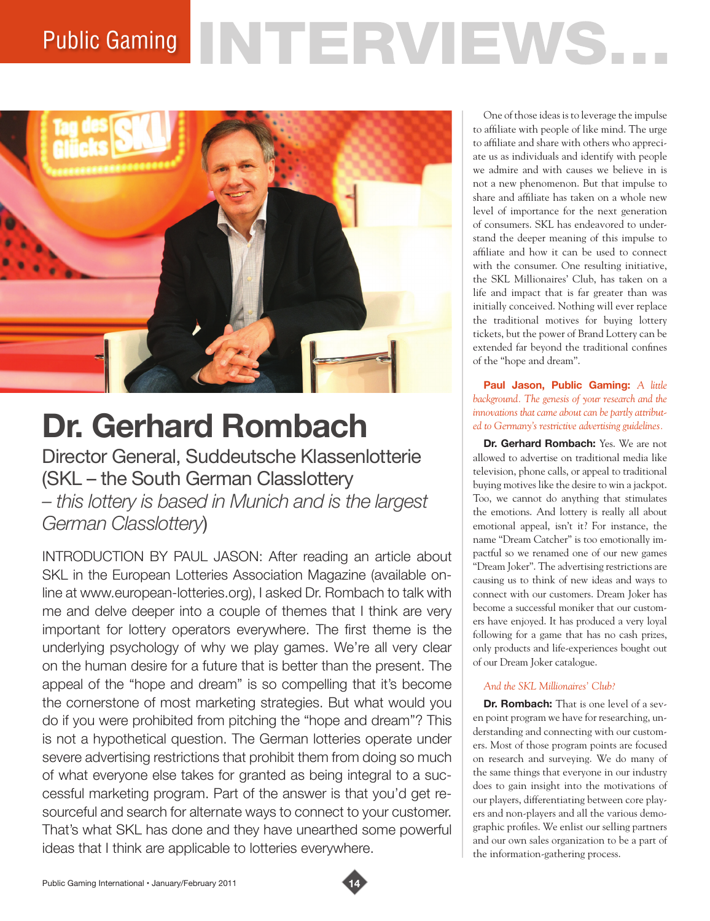# Dr. Gerhard Rombach

Director General, Suddeutsche Klassenlotterie (SKL – the South German Classlottery – *this lottery is based in Munich and is the largest German Classlottery*)

INTRODUCTION BY PAUL JASON: After reading an article about SKL in the European Lotteries Association Magazine (available online at www.european-lotteries.org), I asked Dr. Rombach to talk with me and delve deeper into a couple of themes that I think are very important for lottery operators everywhere. The first theme is the underlying psychology of why we play games. We're all very clear on the human desire for a future that is better than the present. The appeal of the "hope and dream" is so compelling that it's become the cornerstone of most marketing strategies. But what would you do if you were prohibited from pitching the "hope and dream"? This is not a hypothetical question. The German lotteries operate under severe advertising restrictions that prohibit them from doing so much of what everyone else takes for granted as being integral to a successful marketing program. Part of the answer is that you'd get resourceful and search for alternate ways to connect to your customer. That's what SKL has done and they have unearthed some powerful ideas that I think are applicable to lotteries everywhere.

One of those ideas is to leverage the impulse to affiliate with people of like mind. The urge to affiliate and share with others who appreciate us as individuals and identify with people we admire and with causes we believe in is not a new phenomenon. But that impulse to share and affiliate has taken on a whole new level of importance for the next generation of consumers. SKL has endeavored to understand the deeper meaning of this impulse to affiliate and how it can be used to connect with the consumer. One resulting initiative, the SKL Millionaires' Club, has taken on a life and impact that is far greater than was initially conceived. Nothing will ever replace the traditional motives for buying lottery tickets, but the power of Brand Lottery can be extended far beyond the traditional confines of the "hope and dream".

**Paul Jason, Public Gaming:** *A little background. The genesis of your research and the innovations that came about can be partly attributed to Germany's restrictive advertising guidelines.*

**Dr. Gerhard Rombach:** Yes. We are not allowed to advertise on traditional media like television, phone calls, or appeal to traditional buying motives like the desire to win a jackpot. Too, we cannot do anything that stimulates the emotions. And lottery is really all about emotional appeal, isn't it? For instance, the name "Dream Catcher" is too emotionally impactful so we renamed one of our new games "Dream Joker". The advertising restrictions are causing us to think of new ideas and ways to connect with our customers. Dream Joker has become a successful moniker that our customers have enjoyed. It has produced a very loyal following for a game that has no cash prizes, only products and life-experiences bought out of our Dream Joker catalogue.

*And the SKL Millionaires' Club?*

**Dr. Rombach:** That is one level of a seven point program we have for researching, understanding and connecting with our customers. Most of those program points are focused on research and surveying. We do many of the same things that everyone in our industry does to gain insight into the motivations of our players, differentiating between core players and non-players and all the various demographic profiles. We enlist our selling partners and our own sales organization to be a part of the information-gathering process.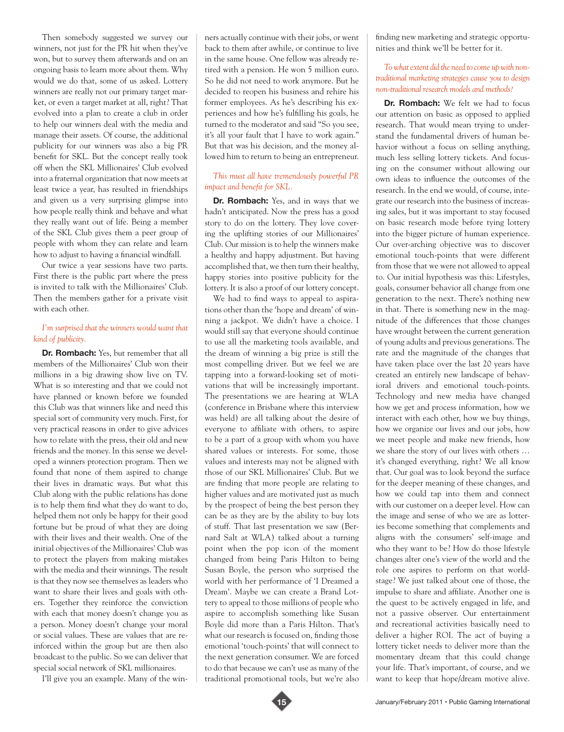Then somebody suggested we survey our winners, not just for the PR hit when they've won, but to survey them afterwards and on an ongoing basis to learn more about them. Why would we do that, some of us asked. Lottery winners are really not our primary target market, or even a target market at all, right? That evolved into a plan to create a club in order to help our winners deal with the media and manage their assets. Of course, the additional publicity for our winners was also a big PR benefit for SKL. But the concept really took off when the SKL Millionaires' Club evolved into a fraternal organization that now meets at least twice a year, has resulted in friendships and given us a very surprising glimpse into how people really think and behave and what they really want out of life. Being a member of the SKL Club gives them a peer group of people with whom they can relate and learn how to adjust to having a financial windfall.

Our twice a year sessions have two parts. First there is the public part where the press is invited to talk with the Millionaires' Club. Then the members gather for a private visit with each other.

*I'm surprised that the winners would want that kind of publicity.*

**Dr. Rombach:** Yes, but remember that all members of the Millionaires' Club won their millions in a big drawing show live on TV. What is so interesting and that we could not have planned or known before we founded this Club was that winners like and need this special sort of community very much. First, for very practical reasons in order to give advices how to relate with the press, their old and new friends and the money. In this sense we developed a winners protection program. Then we found that none of them aspired to change their lives in dramatic ways. But what this Club along with the public relations has done is to help them find what they do want to do, helped them not only be happy for their good fortune but be proud of what they are doing with their lives and their wealth. One of the initial objectives of the Millionaires' Club was to protect the players from making mistakes with the media and their winnings. The result is that they now see themselves as leaders who want to share their lives and goals with others. Together they reinforce the conviction with each that money doesn't change you as a person. Money doesn't change your moral or social values. These are values that are reinforced within the group but are then also broadcast to the public. So we can deliver that special social network of SKL millionaires.

I'll give you an example. Many of the winners actually continue with their jobs, or went back to them after awhile, or continue to live in the same house. One fellow was already retired with a pension. He won 5 million euro. So he did not need to work anymore. But he decided to reopen his business and rehire his former employees. As he's describing his experiences and how he's fulfilling his goals, he turned to the moderator and said "So you see, it's all your fault that I have to work again." But that was his decision, and the money allowed him to return to being an entrepreneur.

*This must all have tremendously powerful PR impact and benefit for SKL.*

**Dr. Rombach:** Yes, and in ways that we hadn't anticipated. Now the press has a good story to do on the lottery. They love covering the uplifting stories of our Millionaires' Club. Our mission is to help the winners make a healthy and happy adjustment. But having accomplished that, we then turn their healthy, happy stories into positive publicity for the lottery. It is also a proof of our lottery concept.

We had to find ways to appeal to aspirations other than the 'hope and dream' of winning a jackpot. We didn't have a choice. I would still say that everyone should continue to use all the marketing tools available, and the dream of winning a big prize is still the most compelling driver. But we feel we are tapping into a forward-looking set of motivations that will be increasingly important. The presentations we are hearing at WLA (conference in Brisbane where this interview was held) are all talking about the desire of everyone to affiliate with others, to aspire to be a part of a group with whom you have shared values or interests. For some, those values and interests may not be aligned with those of our SKL Millionaires' Club. But we are finding that more people are relating to higher values and are motivated just as much by the prospect of being the best person they can be as they are by the ability to buy lots of stuff. That last presentation we saw (Bernard Salt at WLA) talked about a turning point when the pop icon of the moment changed from being Paris Hilton to being Susan Boyle, the person who surprised the world with her performance of 'I Dreamed a Dream'. Maybe we can create a Brand Lottery to appeal to those millions of people who aspire to accomplish something like Susan Boyle did more than a Paris Hilton. That's what our research is focused on, finding those emotional 'touch-points' that will connect to the next generation consumer. We are forced to do that because we can't use as many of the traditional promotional tools, but we're also finding new marketing and strategic opportunities and think we'll be better for it.

*To what extent did the need to come up with non-traditional marketing strategies cause you to design non-traditional research models and methods?*

**Dr. Rombach:** We felt we had to focus our attention on basic as opposed to applied research. That would mean trying to understand the fundamental drivers of human behavior without a focus on selling anything, much less selling lottery tickets. And focusing on the consumer without allowing our own ideas to influence the outcomes of the research. In the end we would, of course, integrate our research into the business of increasing sales, but it was important to stay focused on basic research mode before tying lottery into the bigger picture of human experience. Our over-arching objective was to discover emotional touch-points that were different from those that we were not allowed to appeal to. Our initial hypothesis was this: Lifestyles, goals, consumer behavior all change from one generation to the next. There's nothing new in that. There is something new in the magnitude of the differences that those changes have wrought between the current generation of young adults and previous generations. The rate and the magnitude of the changes that have taken place over the last 20 years have created an entirely new landscape of behavioral drivers and emotional touch-points. Technology and new media have changed how we get and process information, how we interact with each other, how we buy things, how we organize our lives and our jobs, how we meet people and make new friends, how we share the story of our lives with others … it's changed everything, right? We all know that. Our goal was to look beyond the surface for the deeper meaning of these changes, and how we could tap into them and connect with our customer on a deeper level. How can the image and sense of who we are as lotteries become something that complements and aligns with the consumers' self-image and who they want to be? How do those lifestyle changes alter one's view of the world and the role one aspires to perform on that world-stage? We just talked about one of those, the impulse to share and affiliate. Another one is the quest to be actively engaged in life, and not a passive observer. Our entertainment and recreational activities basically need to deliver a higher ROI. The act of buying a lottery ticket needs to deliver more than the momentary dream that this could change your life. That's important, of course, and we want to keep that hope/dream motive alive.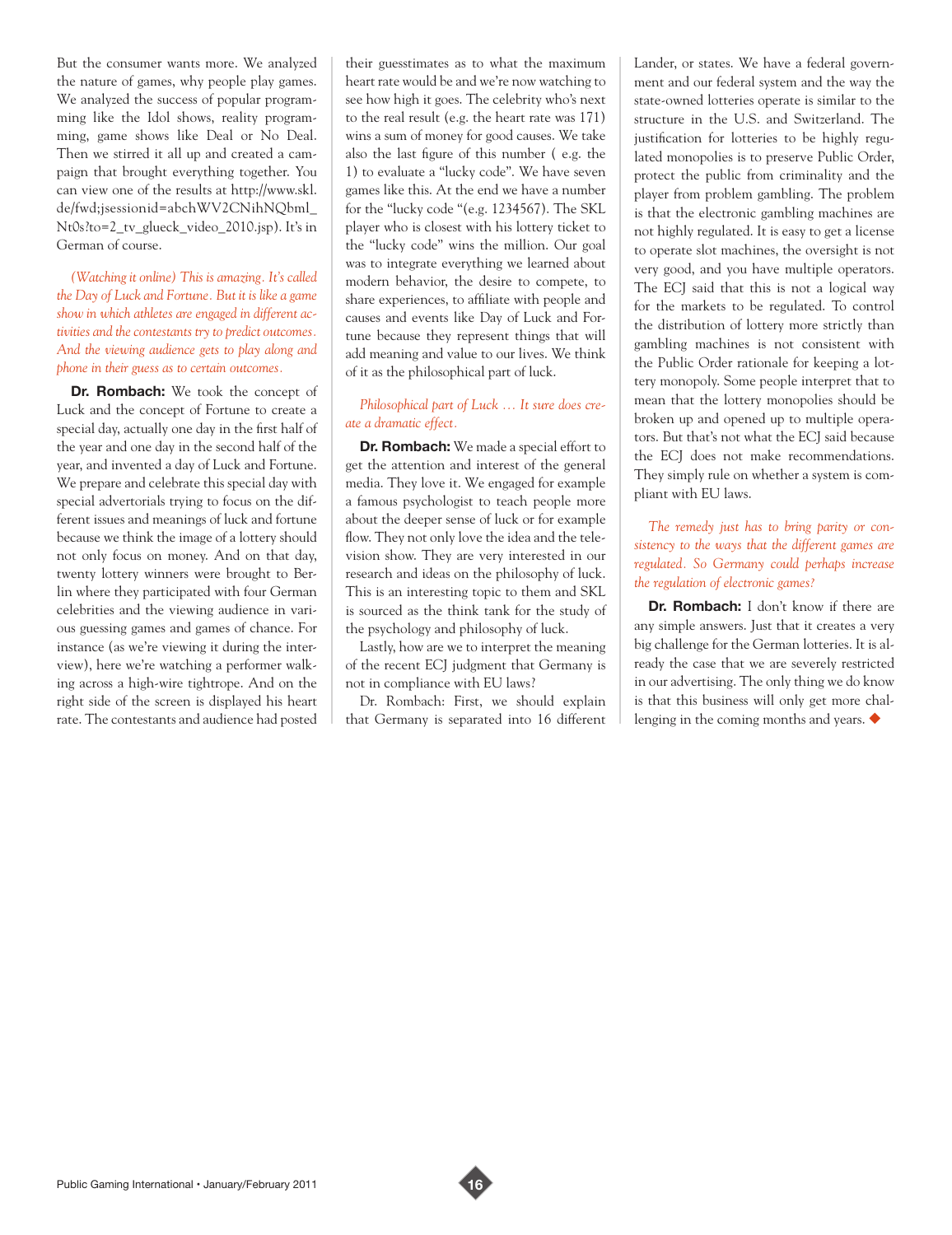But the consumer wants more. We analyzed the nature of games, why people play games. We analyzed the success of popular programming like the Idol shows, reality programming, game shows like Deal or No Deal. Then we stirred it all up and created a campaign that brought everything together. You can view one of the results at http://www.skl.de/fwd;jsessionid=abchWV2CNihNQbml_Nt0s?to=2_tv_glueck_video_2010.jsp). It's in German of course.

*(Watching it online) This is amazing. It's called the Day of Luck and Fortune. But it is like a game show in which athletes are engaged in different activities and the contestants try to predict outcomes. And the viewing audience gets to play along and phone in their guess as to certain outcomes.*

**Dr. Rombach:** We took the concept of Luck and the concept of Fortune to create a special day, actually one day in the first half of the year and one day in the second half of the year, and invented a day of Luck and Fortune. We prepare and celebrate this special day with special advertorials trying to focus on the different issues and meanings of luck and fortune because we think the image of a lottery should not only focus on money. And on that day, twenty lottery winners were brought to Berlin where they participated with four German celebrities and the viewing audience in various guessing games and games of chance. For instance (as we're viewing it during the interview), here we're watching a performer walking across a high-wire tightrope. And on the right side of the screen is displayed his heart rate. The contestants and audience had posted their guesstimates as to what the maximum heart rate would be and we're now watching to see how high it goes. The celebrity who's next to the real result (e.g. the heart rate was 171) wins a sum of money for good causes. We take also the last figure of this number ( e.g. the 1) to evaluate a "lucky code". We have seven games like this. At the end we have a number for the "lucky code "(e.g. 1234567). The SKL player who is closest with his lottery ticket to the "lucky code" wins the million. Our goal was to integrate everything we learned about modern behavior, the desire to compete, to share experiences, to affiliate with people and causes and events like Day of Luck and Fortune because they represent things that will add meaning and value to our lives. We think of it as the philosophical part of luck.

*Philosophical part of Luck … It sure does create a dramatic effect.*

**Dr. Rombach:** We made a special effort to get the attention and interest of the general media. They love it. We engaged for example a famous psychologist to teach people more about the deeper sense of luck or for example flow. They not only love the idea and the television show. They are very interested in our research and ideas on the philosophy of luck. This is an interesting topic to them and SKL is sourced as the think tank for the study of the psychology and philosophy of luck.

Lastly, how are we to interpret the meaning of the recent ECJ judgment that Germany is not in compliance with EU laws?

Dr. Rombach: First, we should explain that Germany is separated into 16 different Lander, or states. We have a federal government and our federal system and the way the state-owned lotteries operate is similar to the structure in the U.S. and Switzerland. The justification for lotteries to be highly regulated monopolies is to preserve Public Order, protect the public from criminality and the player from problem gambling. The problem is that the electronic gambling machines are not highly regulated. It is easy to get a license to operate slot machines, the oversight is not very good, and you have multiple operators. The ECJ said that this is not a logical way for the markets to be regulated. To control the distribution of lottery more strictly than gambling machines is not consistent with the Public Order rationale for keeping a lottery monopoly. Some people interpret that to mean that the lottery monopolies should be broken up and opened up to multiple operators. But that's not what the ECJ said because the ECJ does not make recommendations. They simply rule on whether a system is compliant with EU laws.

*The remedy just has to bring parity or consistency to the ways that the different games are regulated. So Germany could perhaps increase the regulation of electronic games?*

**Dr. Rombach:** I don't know if there are any simple answers. Just that it creates a very big challenge for the German lotteries. It is already the case that we are severely restricted in our advertising. The only thing we do know is that this business will only get more challenging in the coming months and years. ◆